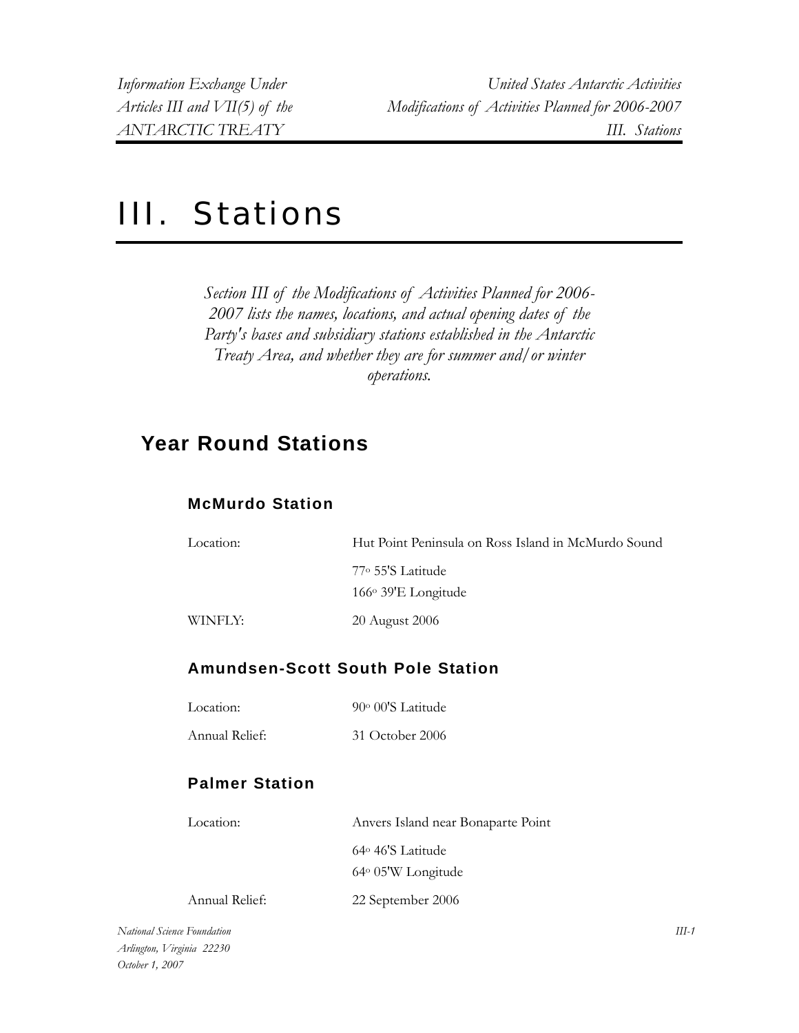# III. Stations

*Section III of the Modifications of Activities Planned for 2006-2007 lists the names, locations, and actual opening dates of the Party's bases and subsidiary stations established in the Antarctic Treaty Area, and whether they are for summer and/or winter operations.*

## Year Round Stations

### McMurdo Station

Location: Hut Point Peninsula on Ross Island in McMurdo Sound

77° 55'S Latitude
166° 39'E Longitude

WINFLY: 20 August 2006

### Amundsen-Scott South Pole Station

Location: 90° 00'S Latitude

Annual Relief: 31 October 2006

### Palmer Station

Location: Anvers Island near Bonaparte Point

64° 46'S Latitude
64° 05'W Longitude

Annual Relief: 22 September 2006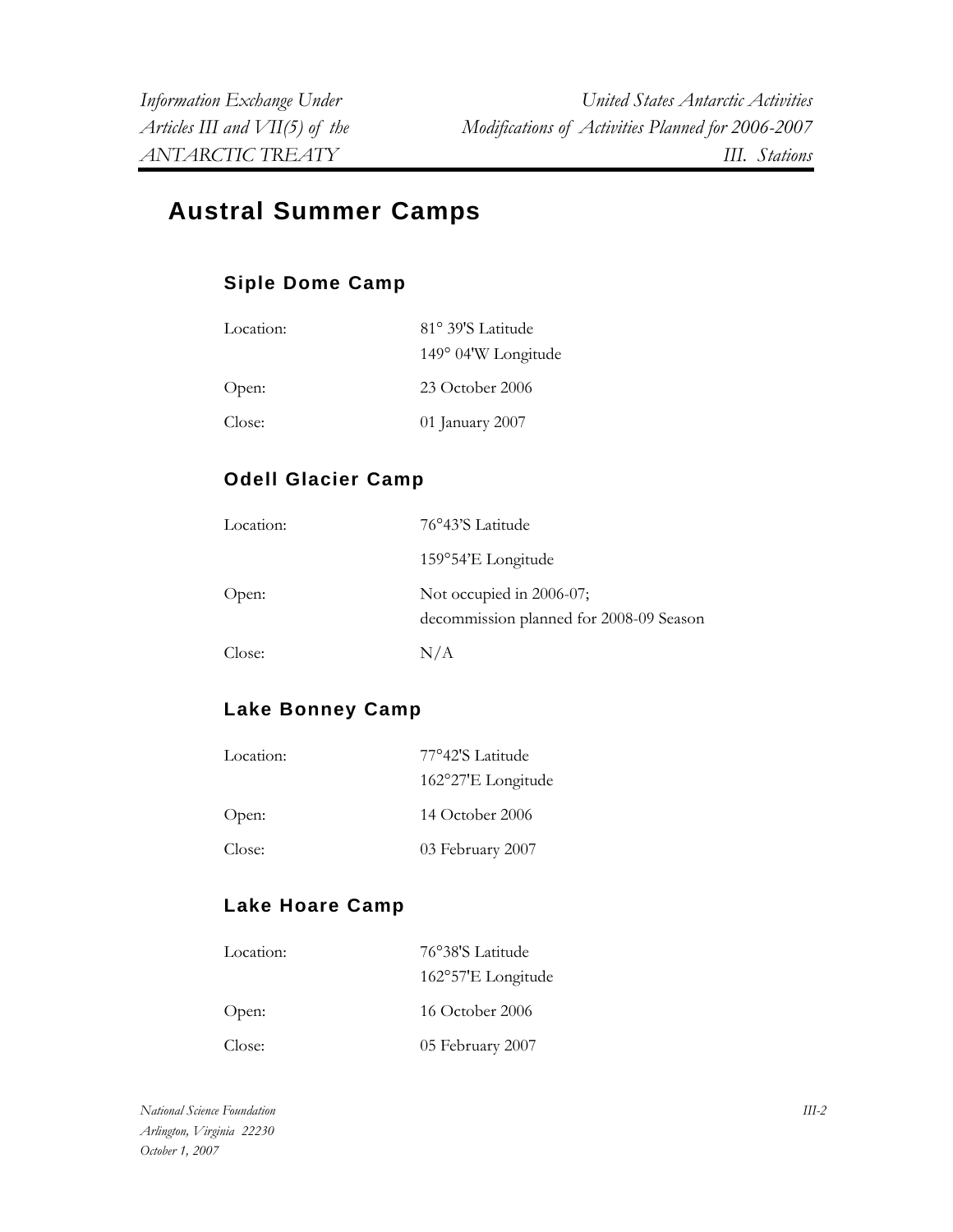# Austral Summer Camps

## Siple Dome Camp

| | |
|---|---|
| Location: | 81° 39'S Latitude<br>149° 04'W Longitude |
| Open: | 23 October 2006 |
| Close: | 01 January 2007 |

## Odell Glacier Camp

| | |
|---|---|
| Location: | 76°43'S Latitude<br>159°54'E Longitude |
| Open: | Not occupied in 2006-07;<br>decommission planned for 2008-09 Season |
| Close: | N/A |

## Lake Bonney Camp

| | |
|---|---|
| Location: | 77°42'S Latitude<br>162°27'E Longitude |
| Open: | 14 October 2006 |
| Close: | 03 February 2007 |

## Lake Hoare Camp

| | |
|---|---|
| Location: | 76°38'S Latitude<br>162°57'E Longitude |
| Open: | 16 October 2006 |
| Close: | 05 February 2007 |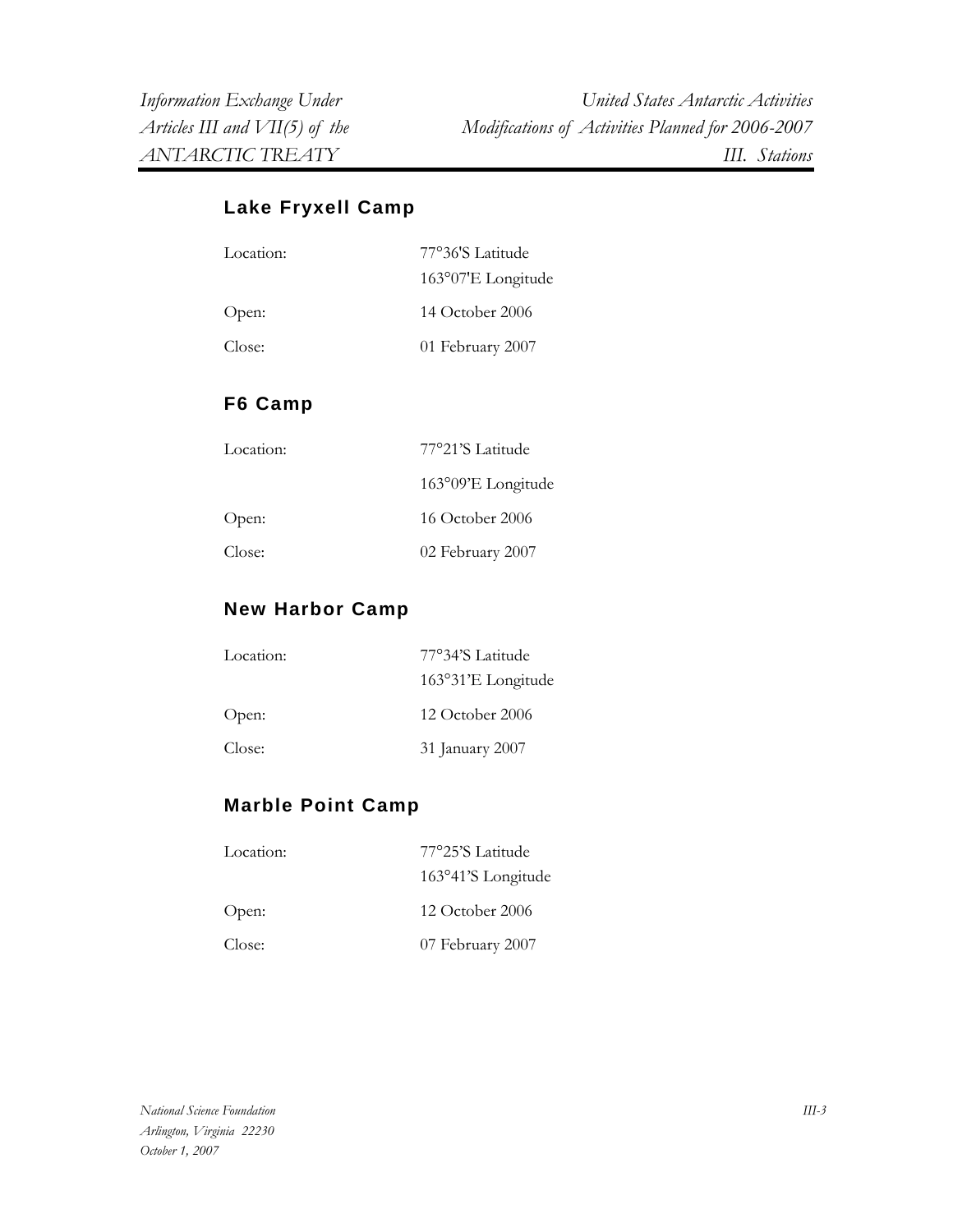## Lake Fryxell Camp

| | |
|---|---|
| Location: | 77°36'S Latitude<br>163°07'E Longitude |
| Open: | 14 October 2006 |
| Close: | 01 February 2007 |

## F6 Camp

| | |
|---|---|
| Location: | 77°21'S Latitude<br>163°09'E Longitude |
| Open: | 16 October 2006 |
| Close: | 02 February 2007 |

## New Harbor Camp

| | |
|---|---|
| Location: | 77°34'S Latitude<br>163°31'E Longitude |
| Open: | 12 October 2006 |
| Close: | 31 January 2007 |

## Marble Point Camp

| | |
|---|---|
| Location: | 77°25'S Latitude<br>163°41'S Longitude |
| Open: | 12 October 2006 |
| Close: | 07 February 2007 |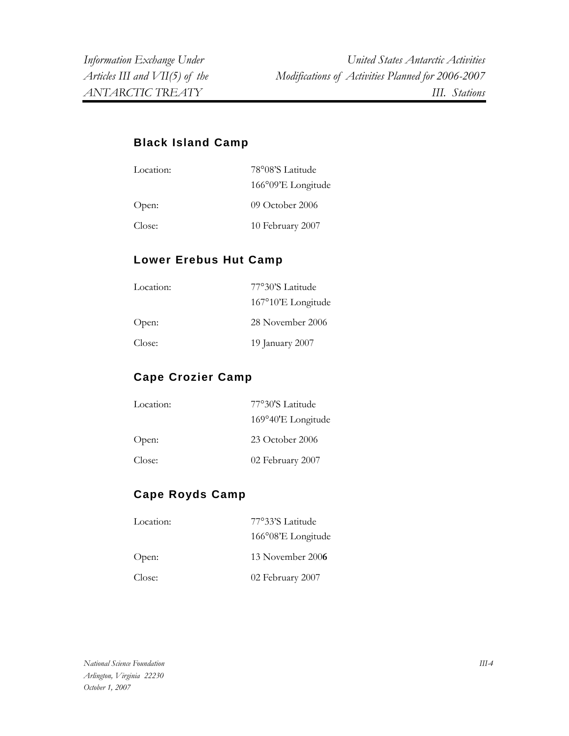## Black Island Camp

| | |
|---|---|
| Location: | 78°08'S Latitude<br>166°09'E Longitude |
| Open: | 09 October 2006 |
| Close: | 10 February 2007 |

## Lower Erebus Hut Camp

| | |
|---|---|
| Location: | 77°30'S Latitude<br>167°10'E Longitude |
| Open: | 28 November 2006 |
| Close: | 19 January 2007 |

## Cape Crozier Camp

| | |
|---|---|
| Location: | 77°30'S Latitude<br>169°40'E Longitude |
| Open: | 23 October 2006 |
| Close: | 02 February 2007 |

## Cape Royds Camp

| | |
|---|---|
| Location: | 77°33'S Latitude<br>166°08'E Longitude |
| Open: | 13 November 200**6** |
| Close: | 02 February 2007 |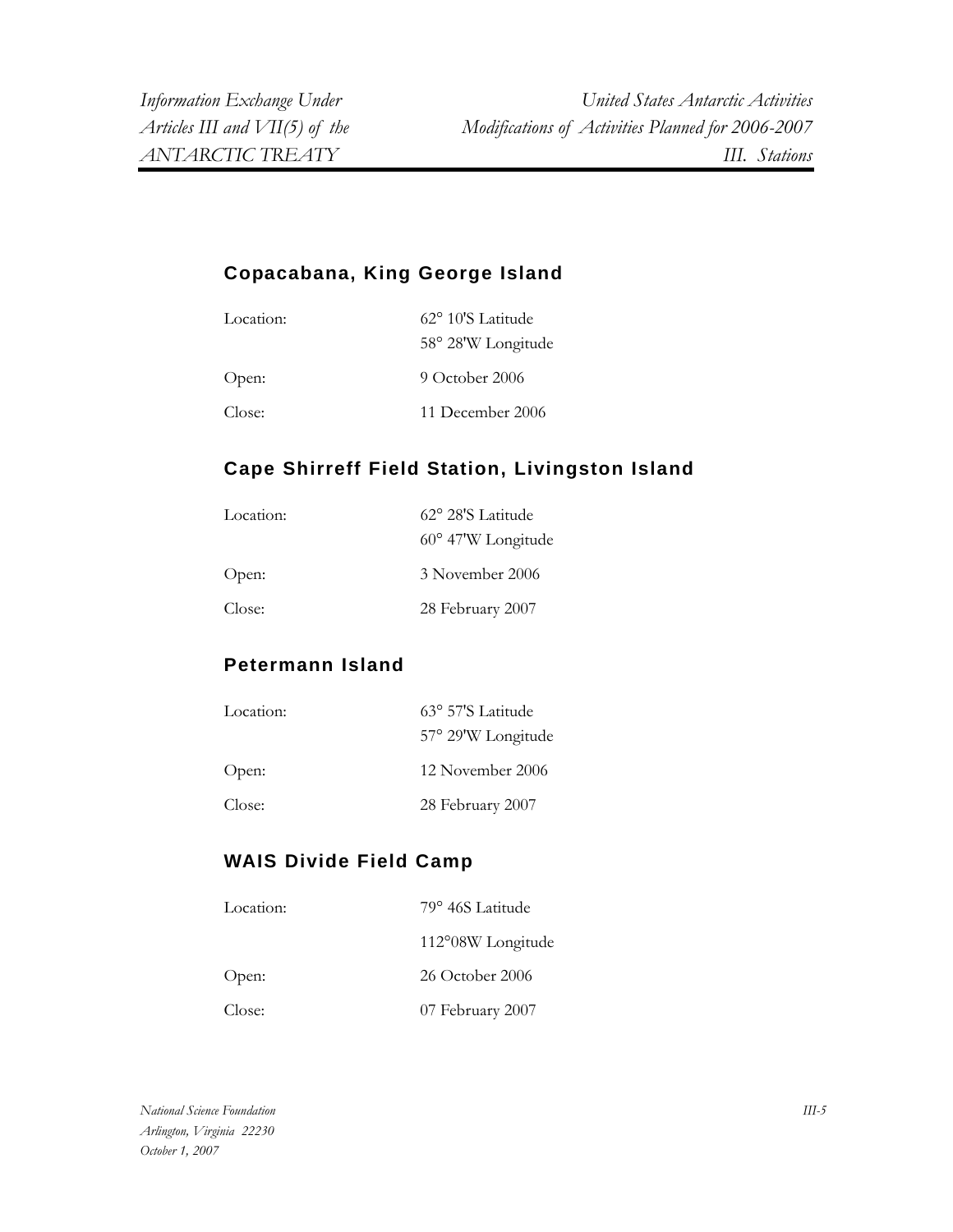## Copacabana, King George Island

| | |
|---|---|
| Location: | 62° 10'S Latitude<br>58° 28'W Longitude |
| Open: | 9 October 2006 |
| Close: | 11 December 2006 |

## Cape Shirreff Field Station, Livingston Island

| | |
|---|---|
| Location: | 62° 28'S Latitude<br>60° 47'W Longitude |
| Open: | 3 November 2006 |
| Close: | 28 February 2007 |

## Petermann Island

| | |
|---|---|
| Location: | 63° 57'S Latitude<br>57° 29'W Longitude |
| Open: | 12 November 2006 |
| Close: | 28 February 2007 |

## WAIS Divide Field Camp

| | |
|---|---|
| Location: | 79° 46S Latitude<br>112°08W Longitude |
| Open: | 26 October 2006 |
| Close: | 07 February 2007 |